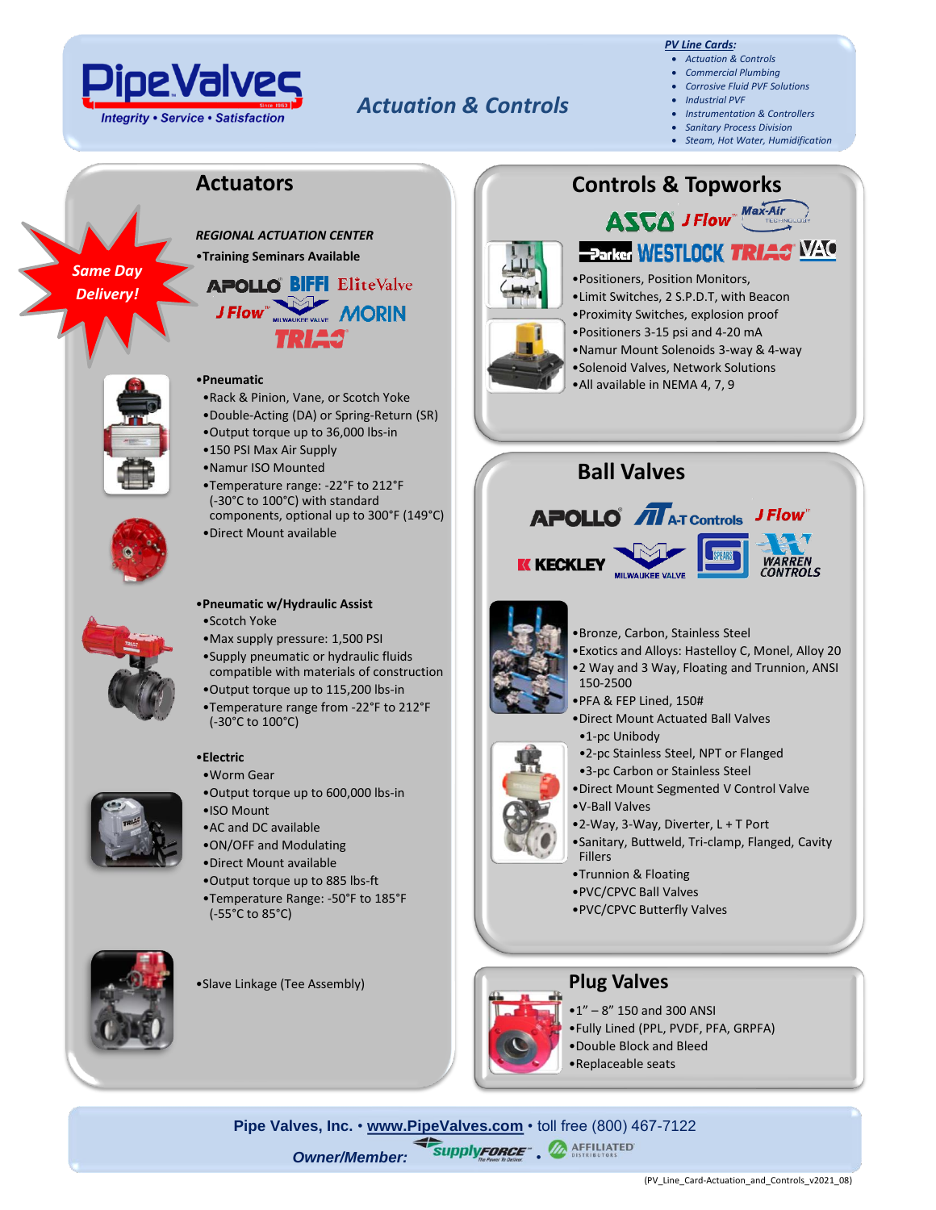# PipeValves

Integrity • Service • Satisfaction

## Actuation & Controls

**PV Line Cards:**

- Actuation & Controls
- Commercial Plumbing
- Corrosive Fluid PVF Solutions
- Industrial PVF
- Instrumentation & Controllers
- Sanitary Process Division
- Steam, Hot Water, Humidification

## Actuators

Same Day Delivery!

*REGIONAL ACTUATION CENTER*

- **Training Seminars Available**

APOLLO · BIFFI · EliteValve · J Flow · Milwaukee Valve · MORIN · TRIAC

- **Pneumatic**
  - Rack & Pinion, Vane, or Scotch Yoke
  - Double-Acting (DA) or Spring-Return (SR)
  - Output torque up to 36,000 lbs-in
  - 150 PSI Max Air Supply
  - Namur ISO Mounted
  - Temperature range: -22°F to 212°F (-30°C to 100°C) with standard components, optional up to 300°F (149°C)
  - Direct Mount available
- **Pneumatic w/Hydraulic Assist**
  - Scotch Yoke
  - Max supply pressure: 1,500 PSI
  - Supply pneumatic or hydraulic fluids compatible with materials of construction
  - Output torque up to 115,200 lbs-in
  - Temperature range from -22°F to 212°F (-30°C to 100°C)
- **Electric**
  - Worm Gear
  - Output torque up to 600,000 lbs-in
  - ISO Mount
  - AC and DC available
  - ON/OFF and Modulating
  - Direct Mount available
  - Output torque up to 885 lbs-ft
  - Temperature Range: -50°F to 185°F (-55°C to 85°C)
- Slave Linkage (Tee Assembly)

## Controls & Topworks

ASCO · J Flow · Max-Air Technology · Parker · WESTLOCK · TRIAC · VAC

- Positioners, Position Monitors,
- Limit Switches, 2 S.P.D.T, with Beacon
- Proximity Switches, explosion proof
- Positioners 3-15 psi and 4-20 mA
- Namur Mount Solenoids 3-way & 4-way
- Solenoid Valves, Network Solutions
- All available in NEMA 4, 7, 9

## Ball Valves

APOLLO · A-T Controls · J Flow · KECKLEY · MILWAUKEE VALVE · SPEARS · WARREN CONTROLS

- Bronze, Carbon, Stainless Steel
- Exotics and Alloys: Hastelloy C, Monel, Alloy 20
- 2 Way and 3 Way, Floating and Trunnion, ANSI 150-2500
- PFA & FEP Lined, 150#
- Direct Mount Actuated Ball Valves
  - 1-pc Unibody
  - 2-pc Stainless Steel, NPT or Flanged
  - 3-pc Carbon or Stainless Steel
- Direct Mount Segmented V Control Valve
- V-Ball Valves
- 2-Way, 3-Way, Diverter, L + T Port
- Sanitary, Buttweld, Tri-clamp, Flanged, Cavity Fillers
- Trunnion & Floating
- PVC/CPVC Ball Valves
- PVC/CPVC Butterfly Valves

## Plug Valves

- 1" – 8" 150 and 300 ANSI
- Fully Lined (PPL, PVDF, PFA, GRPFA)
- Double Block and Bleed
- Replaceable seats

**Pipe Valves, Inc. • www.PipeValves.com • toll free (800) 467-7122**

*Owner/Member:* supplyFORCE • AFFILIATED DISTRIBUTORS

(PV_Line_Card-Actuation_and_Controls_v2021_08)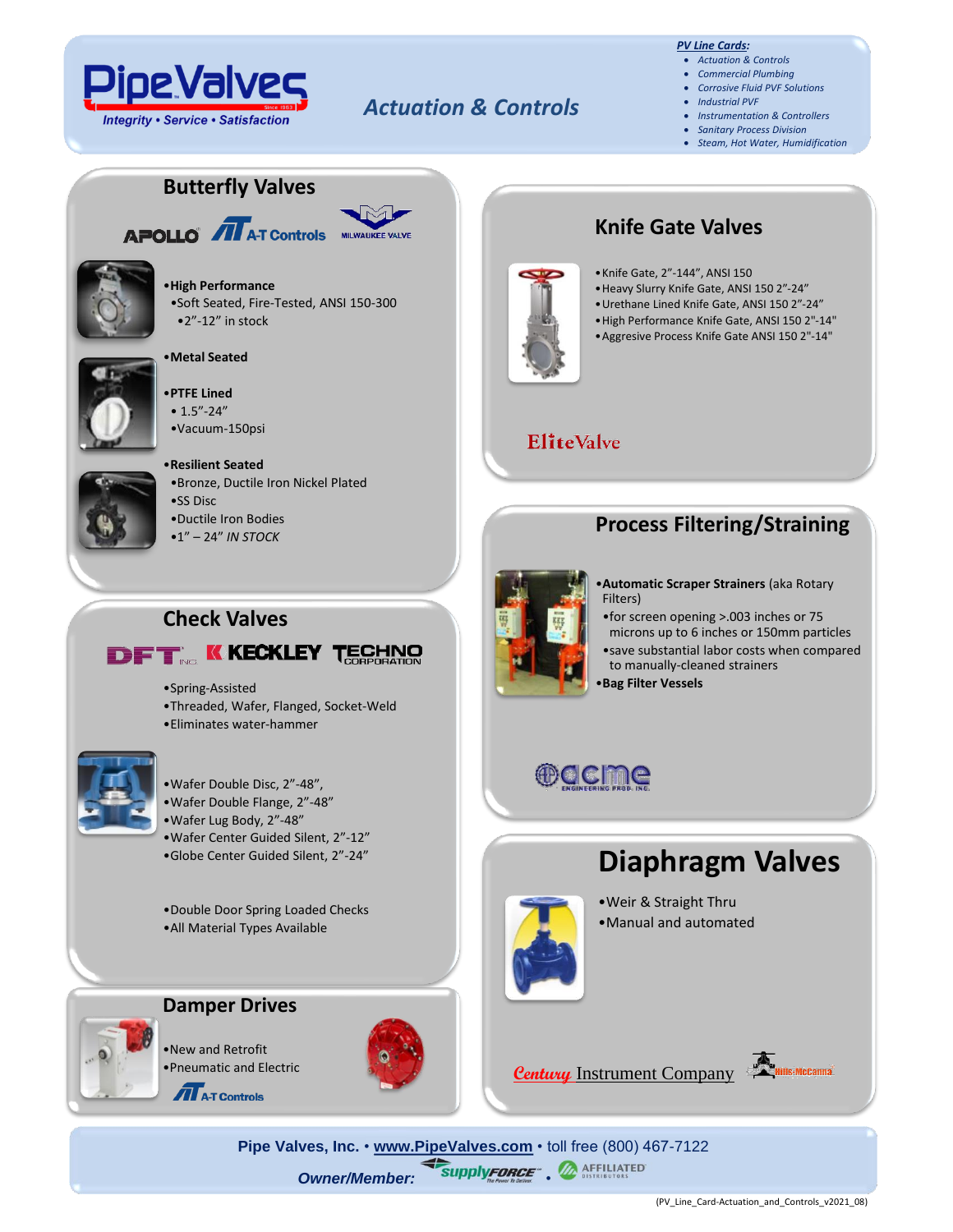# PipeValves

Integrity • Service • Satisfaction

## Actuation & Controls

***PV Line Cards:***

- *Actuation & Controls*
- *Commercial Plumbing*
- *Corrosive Fluid PVF Solutions*
- *Industrial PVF*
- *Instrumentation & Controllers*
- *Sanitary Process Division*
- *Steam, Hot Water, Humidification*

## Butterfly Valves

APOLLO · A-T Controls · MILWAUKEE VALVE

- **High Performance**
  - Soft Seated, Fire-Tested, ANSI 150-300
    - 2"-12" in stock
- **Metal Seated**
- **PTFE Lined**
  - 1.5"-24"
  - Vacuum-150psi
- **Resilient Seated**
  - Bronze, Ductile Iron Nickel Plated
  - SS Disc
  - Ductile Iron Bodies
  - 1" – 24" *IN STOCK*

## Check Valves

DFT INC · KECKLEY · TECHNO CORPORATION

- Spring-Assisted
- Threaded, Wafer, Flanged, Socket-Weld
- Eliminates water-hammer

- Wafer Double Disc, 2"-48",
- Wafer Double Flange, 2"-48"
- Wafer Lug Body, 2"-48"
- Wafer Center Guided Silent, 2"-12"
- Globe Center Guided Silent, 2"-24"

- Double Door Spring Loaded Checks
- All Material Types Available

## Damper Drives

- New and Retrofit
- Pneumatic and Electric

A-T Controls

## Knife Gate Valves

- Knife Gate, 2"-144", ANSI 150
- Heavy Slurry Knife Gate, ANSI 150 2"-24"
- Urethane Lined Knife Gate, ANSI 150 2"-24"
- High Performance Knife Gate, ANSI 150 2"-14"
- Aggressive Process Knife Gate ANSI 150 2"-14"

EliteValve

## Process Filtering/Straining

- **Automatic Scraper Strainers** (aka Rotary Filters)
  - for screen opening >.003 inches or 75 microns up to 6 inches or 150mm particles
  - save substantial labor costs when compared to manually-cleaned strainers
- **Bag Filter Vessels**

acme ENGINEERING PROD. INC.

## Diaphragm Valves

- Weir & Straight Thru
- Manual and automated

Century Instrument Company · Hills-McCanna

Pipe Valves, Inc. • www.PipeValves.com • toll free (800) 467-7122

*Owner/Member:* supplyFORCE • AFFILIATED DISTRIBUTORS

(PV_Line_Card-Actuation_and_Controls_v2021_08)